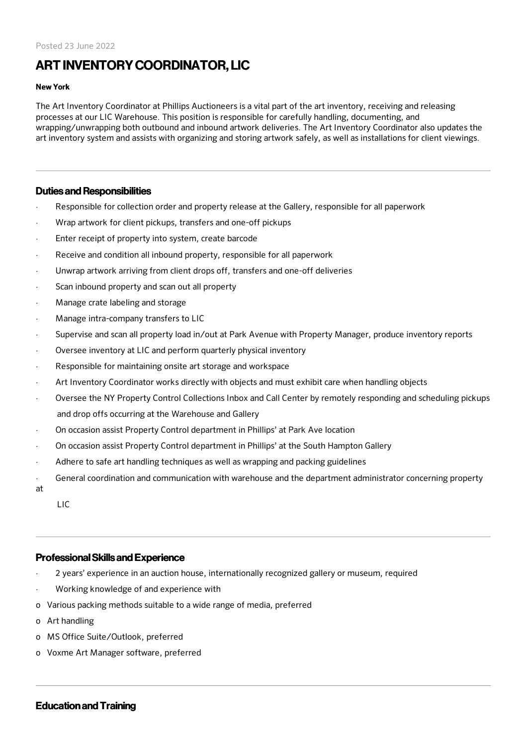Posted 23 June 2022

# ART INVENTORY COORDINATOR, LIC

**New York**

The Art Inventory Coordinator at Phillips Auctioneers is a vital part of the art inventory, receiving and releasing processes at our LIC Warehouse. This position is responsible for carefully handling, documenting, and wrapping/unwrapping both outbound and inbound artwork deliveries. The Art Inventory Coordinator also updates the art inventory system and assists with organizing and storing artwork safely, as well as installations for client viewings.

## Duties and Responsibilities

- Responsible for collection order and property release at the Gallery, responsible for all paperwork
- Wrap artwork for client pickups, transfers and one-off pickups
- Enter receipt of property into system, create barcode
- Receive and condition all inbound property, responsible for all paperwork
- Unwrap artwork arriving from client drops off, transfers and one-off deliveries
- Scan inbound property and scan out all property
- Manage crate labeling and storage
- Manage intra-company transfers to LIC
- Supervise and scan all property load in/out at Park Avenue with Property Manager, produce inventory reports
- Oversee inventory at LIC and perform quarterly physical inventory
- Responsible for maintaining onsite art storage and workspace
- Art Inventory Coordinator works directly with objects and must exhibit care when handling objects
- Oversee the NY Property Control Collections Inbox and Call Center by remotely responding and scheduling pickups and drop offs occurring at the Warehouse and Gallery
- On occasion assist Property Control department in Phillips' at Park Ave location
- On occasion assist Property Control department in Phillips' at the South Hampton Gallery
- Adhere to safe art handling techniques as well as wrapping and packing guidelines
- General coordination and communication with warehouse and the department administrator concerning property at LIC

## Professional Skills and Experience

- 2 years' experience in an auction house, internationally recognized gallery or museum, required
- Working knowledge of and experience with
  - Various packing methods suitable to a wide range of media, preferred
  - Art handling
  - MS Office Suite/Outlook, preferred
  - Voxme Art Manager software, preferred

## Education and Training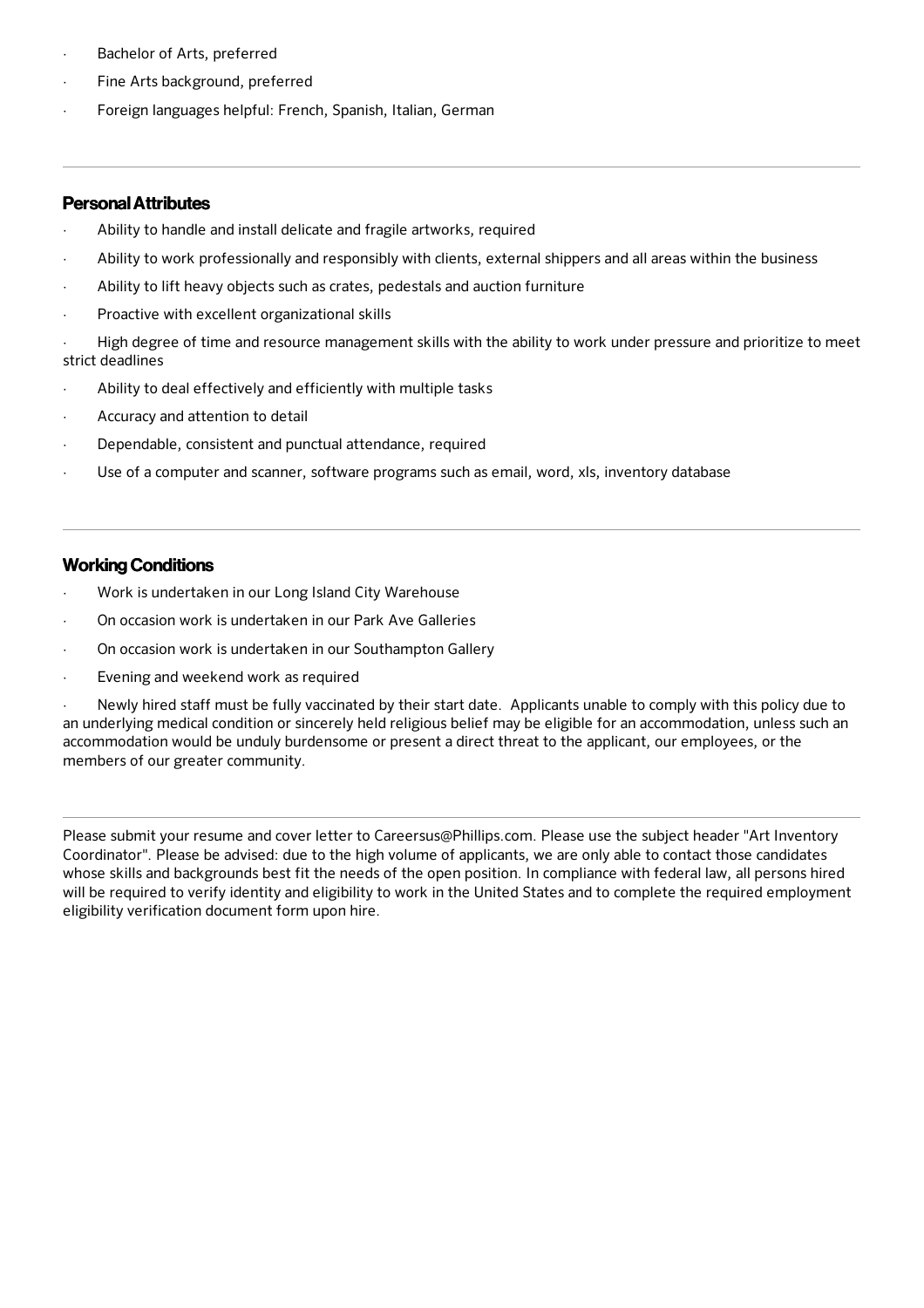- Bachelor of Arts, preferred
- Fine Arts background, preferred
- Foreign languages helpful: French, Spanish, Italian, German

---

## Personal Attributes

- Ability to handle and install delicate and fragile artworks, required
- Ability to work professionally and responsibly with clients, external shippers and all areas within the business
- Ability to lift heavy objects such as crates, pedestals and auction furniture
- Proactive with excellent organizational skills
- High degree of time and resource management skills with the ability to work under pressure and prioritize to meet strict deadlines
- Ability to deal effectively and efficiently with multiple tasks
- Accuracy and attention to detail
- Dependable, consistent and punctual attendance, required
- Use of a computer and scanner, software programs such as email, word, xls, inventory database

---

## Working Conditions

- Work is undertaken in our Long Island City Warehouse
- On occasion work is undertaken in our Park Ave Galleries
- On occasion work is undertaken in our Southampton Gallery
- Evening and weekend work as required
- Newly hired staff must be fully vaccinated by their start date. Applicants unable to comply with this policy due to an underlying medical condition or sincerely held religious belief may be eligible for an accommodation, unless such an accommodation would be unduly burdensome or present a direct threat to the applicant, our employees, or the members of our greater community.

---

Please submit your resume and cover letter to Careersus@Phillips.com. Please use the subject header "Art Inventory Coordinator". Please be advised: due to the high volume of applicants, we are only able to contact those candidates whose skills and backgrounds best fit the needs of the open position. In compliance with federal law, all persons hired will be required to verify identity and eligibility to work in the United States and to complete the required employment eligibility verification document form upon hire.